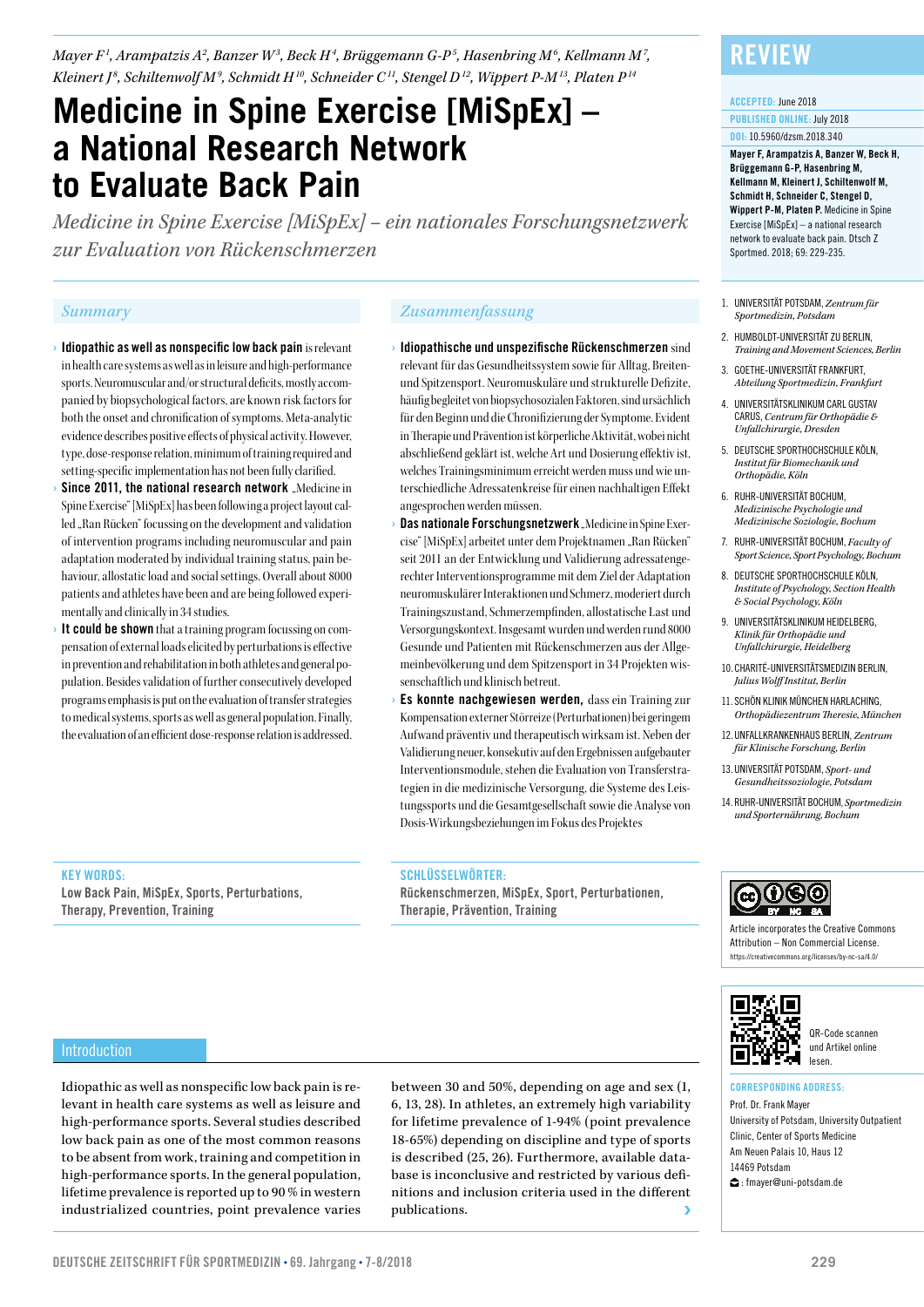Mayer F[1], Arampatzis A[2], Banzer W[3], Beck H[4], Brüggemann G-P[5], Hasenbring M[6], Kellmann M[7], Kleinert J[8], Schiltenwolf M[9], Schmidt H[10], Schneider C[11], Stengel D[12], Wippert P-M[13], Platen P[14]

# Medicine in Spine Exercise [MiSpEx] – a National Research Network to Evaluate Back Pain

*Medicine in Spine Exercise [MiSpEx] – ein nationales Forschungsnetzwerk zur Evaluation von Rückenschmerzen*

REVIEW

ACCEPTED: June 2018
PUBLISHED ONLINE: July 2018
DOI: 10.5960/dzsm.2018.340

**Mayer F, Arampatzis A, Banzer W, Beck H, Brüggemann G-P, Hasenbring M, Kellmann M, Kleinert J, Schiltenwolf M, Schmidt H, Schneider C, Stengel D, Wippert P-M, Platen P.** Medicine in Spine Exercise [MiSpEx] – a national research network to evaluate back pain. Dtsch Z Sportmed. 2018; 69: 229-235.

1. UNIVERSITÄT POTSDAM, *Zentrum für Sportmedizin, Potsdam*
2. HUMBOLDT-UNIVERSITÄT ZU BERLIN, *Training and Movement Sciences, Berlin*
3. GOETHE-UNIVERSITÄT FRANKFURT, *Abteilung Sportmedizin, Frankfurt*
4. UNIVERSITÄTSKLINIKUM CARL GUSTAV CARUS, *Centrum für Orthopädie & Unfallchirurgie, Dresden*
5. DEUTSCHE SPORTHOCHSCHULE KÖLN, *Institut für Biomechanik und Orthopädie, Köln*
6. RUHR-UNIVERSITÄT BOCHUM, *Medizinische Psychologie und Medizinische Soziologie, Bochum*
7. RUHR-UNIVERSITÄT BOCHUM, *Faculty of Sport Science, Sport Psychology, Bochum*
8. DEUTSCHE SPORTHOCHSCHULE KÖLN, *Institute of Psychology, Section Health & Social Psychology, Köln*
9. UNIVERSITÄTSKLINIKUM HEIDELBERG, *Klinik für Orthopädie und Unfallchirurgie, Heidelberg*
10. CHARITÉ-UNIVERSITÄTSMEDIZIN BERLIN, *Julius Wolff Institut, Berlin*
11. SCHÖN KLINIK MÜNCHEN HARLACHING, *Orthopädiezentrum Theresie, München*
12. UNFALLKRANKENHAUS BERLIN, *Zentrum für Klinische Forschung, Berlin*
13. UNIVERSITÄT POTSDAM, *Sport- und Gesundheitssoziologie, Potsdam*
14. RUHR-UNIVERSITÄT BOCHUM, *Sportmedizin und Sporternährung, Bochum*

## Summary

- **Idiopathic as well as nonspecific low back pain** is relevant in health care systems as well as in leisure and high-performance sports. Neuromuscular and/or structural deficits, mostly accompanied by biopsychological factors, are known risk factors for both the onset and chronification of symptoms. Meta-analytic evidence describes positive effects of physical activity. However, type, dose-response relation, minimum of training required and setting-specific implementation has not been fully clarified.
- **Since 2011, the national research network** „Medicine in Spine Exercise" [MiSpEx] has been following a project layout called „Ran Rücken" focussing on the development and validation of intervention programs including neuromuscular and pain adaptation moderated by individual training status, pain behaviour, allostatic load and social settings. Overall about 8000 patients and athletes have been and are being followed experimentally and clinically in 34 studies.
- **It could be shown** that a training program focussing on compensation of external loads elicited by perturbations is effective in prevention and rehabilitation in both athletes and general population. Besides validation of further consecutively developed programs emphasis is put on the evaluation of transfer strategies to medical systems, sports as well as general population. Finally, the evaluation of an efficient dose-response relation is addressed.

## Zusammenfassung

- **Idiopathische und unspezifische Rückenschmerzen** sind relevant für das Gesundheitssystem sowie für Alltag, Breiten- und Spitzensport. Neuromuskuläre und strukturelle Defizite, häufig begleitet von biopsychosozialen Faktoren, sind ursächlich für den Beginn und die Chronifizierung der Symptome. Evident in Therapie und Prävention ist körperliche Aktivität, wobei nicht abschließend geklärt ist, welche Art und Dosierung effektiv ist, welches Trainingsminimum erreicht werden muss und wie unterschiedliche Adressatenkreise für einen nachhaltigen Effekt angesprochen werden müssen.
- **Das nationale Forschungsnetzwerk** „Medicine in Spine Exercise" [MiSpEx] arbeitet unter dem Projektnamen „Ran Rücken" seit 2011 an der Entwicklung und Validierung adressatengerechter Interventionsprogramme mit dem Ziel der Adaptation neuromuskulärer Interaktionen und Schmerz, moderiert durch Trainingszustand, Schmerzempfinden, allostatische Last und Versorgungskontext. Insgesamt wurden und werden rund 8000 Gesunde und Patienten mit Rückenschmerzen aus der Allgemeinbevölkerung und dem Spitzensport in 34 Projekten wissenschaftlich und klinisch betreut.
- **Es konnte nachgewiesen werden,** dass ein Training zur Kompensation externer Störreize (Perturbationen) bei geringem Aufwand präventiv und therapeutisch wirksam ist. Neben der Validierung neuer, konsekutiv auf den Ergebnissen aufgebauter Interventionsmodule, stehen die Evaluation von Transferstrategien in die medizinische Versorgung, die Systeme des Leistungssports und die Gesamtgesellschaft sowie die Analyse von Dosis-Wirkungsbeziehungen im Fokus des Projektes

**KEY WORDS:**
Low Back Pain, MiSpEx, Sports, Perturbations, Therapy, Prevention, Training

**SCHLÜSSELWÖRTER:**
Rückenschmerzen, MiSpEx, Sport, Perturbationen, Therapie, Prävention, Training

Article incorporates the Creative Commons Attribution – Non Commercial License.
https://creativecommons.org/licenses/by-nc-sa/4.0/

QR-Code scannen und Artikel online lesen.

**CORRESPONDING ADDRESS:**
Prof. Dr. Frank Mayer
University of Potsdam, University Outpatient Clinic, Center of Sports Medicine
Am Neuen Palais 10, Haus 12
14469 Potsdam
: fmayer@uni-potsdam.de

## Introduction

Idiopathic as well as nonspecific low back pain is relevant in health care systems as well as leisure and high-performance sports. Several studies described low back pain as one of the most common reasons to be absent from work, training and competition in high-performance sports. In the general population, lifetime prevalence is reported up to 90 % in western industrialized countries, point prevalence varies between 30 and 50%, depending on age and sex (1, 6, 13, 28). In athletes, an extremely high variability for lifetime prevalence of 1-94% (point prevalence 18-65%) depending on discipline and type of sports is described (25, 26). Furthermore, available database is inconclusive and restricted by various definitions and inclusion criteria used in the different publications.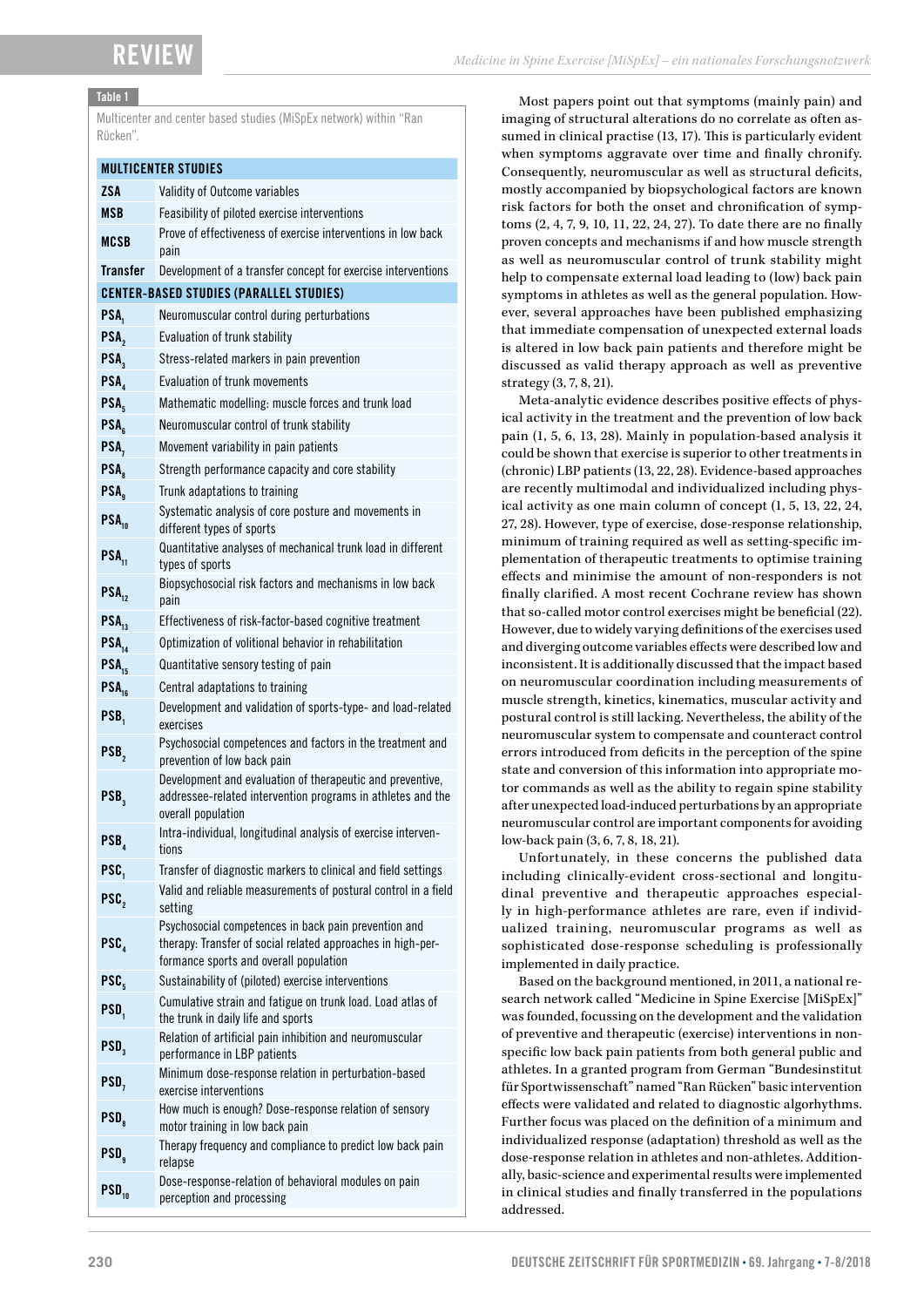**Table 1**
Multicenter and center based studies (MiSpEx network) within "Ran Rücken".

| **MULTICENTER STUDIES** | |
|---|---|
| **ZSA** | Validity of Outcome variables |
| **MSB** | Feasibility of piloted exercise interventions |
| **MCSB** | Prove of effectiveness of exercise interventions in low back pain |
| **Transfer** | Development of a transfer concept for exercise interventions |
| **CENTER-BASED STUDIES (PARALLEL STUDIES)** | |
| **$PSA_1$** | Neuromuscular control during perturbations |
| **$PSA_2$** | Evaluation of trunk stability |
| **$PSA_3$** | Stress-related markers in pain prevention |
| **$PSA_4$** | Evaluation of trunk movements |
| **$PSA_5$** | Mathematic modelling: muscle forces and trunk load |
| **$PSA_6$** | Neuromuscular control of trunk stability |
| **$PSA_7$** | Movement variability in pain patients |
| **$PSA_8$** | Strength performance capacity and core stability |
| **$PSA_9$** | Trunk adaptations to training |
| **$PSA_{10}$** | Systematic analysis of core posture and movements in different types of sports |
| **$PSA_{11}$** | Quantitative analyses of mechanical trunk load in different types of sports |
| **$PSA_{12}$** | Biopsychosocial risk factors and mechanisms in low back pain |
| **$PSA_{13}$** | Effectiveness of risk-factor-based cognitive treatment |
| **$PSA_{14}$** | Optimization of volitional behavior in rehabilitation |
| **$PSA_{15}$** | Quantitative sensory testing of pain |
| **$PSA_{16}$** | Central adaptations to training |
| **$PSB_1$** | Development and validation of sports-type- and load-related exercises |
| **$PSB_2$** | Psychosocial competences and factors in the treatment and prevention of low back pain |
| **$PSB_3$** | Development and evaluation of therapeutic and preventive, addressee-related intervention programs in athletes and the overall population |
| **$PSB_4$** | Intra-individual, longitudinal analysis of exercise interventions |
| **$PSC_1$** | Transfer of diagnostic markers to clinical and field settings |
| **$PSC_2$** | Valid and reliable measurements of postural control in a field setting |
| **$PSC_4$** | Psychosocial competences in back pain prevention and therapy: Transfer of social related approaches in high-performance sports and overall population |
| **$PSC_5$** | Sustainability of (piloted) exercise interventions |
| **$PSD_1$** | Cumulative strain and fatigue on trunk load. Load atlas of the trunk in daily life and sports |
| **$PSD_3$** | Relation of artificial pain inhibition and neuromuscular performance in LBP patients |
| **$PSD_7$** | Minimum dose-response relation in perturbation-based exercise interventions |
| **$PSD_8$** | How much is enough? Dose-response relation of sensory motor training in low back pain |
| **$PSD_9$** | Therapy frequency and compliance to predict low back pain relapse |
| **$PSD_{10}$** | Dose-response-relation of behavioral modules on pain perception and processing |

Most papers point out that symptoms (mainly pain) and imaging of structural alterations do no correlate as often assumed in clinical practise (13, 17). This is particularly evident when symptoms aggravate over time and finally chronify. Consequently, neuromuscular as well as structural deficits, mostly accompanied by biopsychological factors are known risk factors for both the onset and chronification of symptoms (2, 4, 7, 9, 10, 11, 22, 24, 27). To date there are no finally proven concepts and mechanisms if and how muscle strength as well as neuromuscular control of trunk stability might help to compensate external load leading to (low) back pain symptoms in athletes as well as the general population. However, several approaches have been published emphasizing that immediate compensation of unexpected external loads is altered in low back pain patients and therefore might be discussed as valid therapy approach as well as preventive strategy (3, 7, 8, 21).

Meta-analytic evidence describes positive effects of physical activity in the treatment and the prevention of low back pain (1, 5, 6, 13, 28). Mainly in population-based analysis it could be shown that exercise is superior to other treatments in (chronic) LBP patients (13, 22, 28). Evidence-based approaches are recently multimodal and individualized including physical activity as one main column of concept (1, 5, 13, 22, 24, 27, 28). However, type of exercise, dose-response relationship, minimum of training required as well as setting-specific implementation of therapeutic treatments to optimise training effects and minimise the amount of non-responders is not finally clarified. A most recent Cochrane review has shown that so-called motor control exercises might be beneficial (22). However, due to widely varying definitions of the exercises used and diverging outcome variables effects were described low and inconsistent. It is additionally discussed that the impact based on neuromuscular coordination including measurements of muscle strength, kinetics, kinematics, muscular activity and postural control is still lacking. Nevertheless, the ability of the neuromuscular system to compensate and counteract control errors introduced from deficits in the perception of the spine state and conversion of this information into appropriate motor commands as well as the ability to regain spine stability after unexpected load-induced perturbations by an appropriate neuromuscular control are important components for avoiding low-back pain (3, 6, 7, 8, 18, 21).

Unfortunately, in these concerns the published data including clinically-evident cross-sectional and longitudinal preventive and therapeutic approaches especially in high-performance athletes are rare, even if individualized training, neuromuscular programs as well as sophisticated dose-response scheduling is professionally implemented in daily practice.

Based on the background mentioned, in 2011, a national research network called "Medicine in Spine Exercise [MiSpEx]" was founded, focussing on the development and the validation of preventive and therapeutic (exercise) interventions in non-specific low back pain patients from both general public and athletes. In a granted program from German "Bundesinstitut für Sportwissenschaft" named "Ran Rücken" basic intervention effects were validated and related to diagnostic algorhythms. Further focus was placed on the definition of a minimum and individualized response (adaptation) threshold as well as the dose-response relation in athletes and non-athletes. Additionally, basic-science and experimental results were implemented in clinical studies and finally transferred in the populations addressed.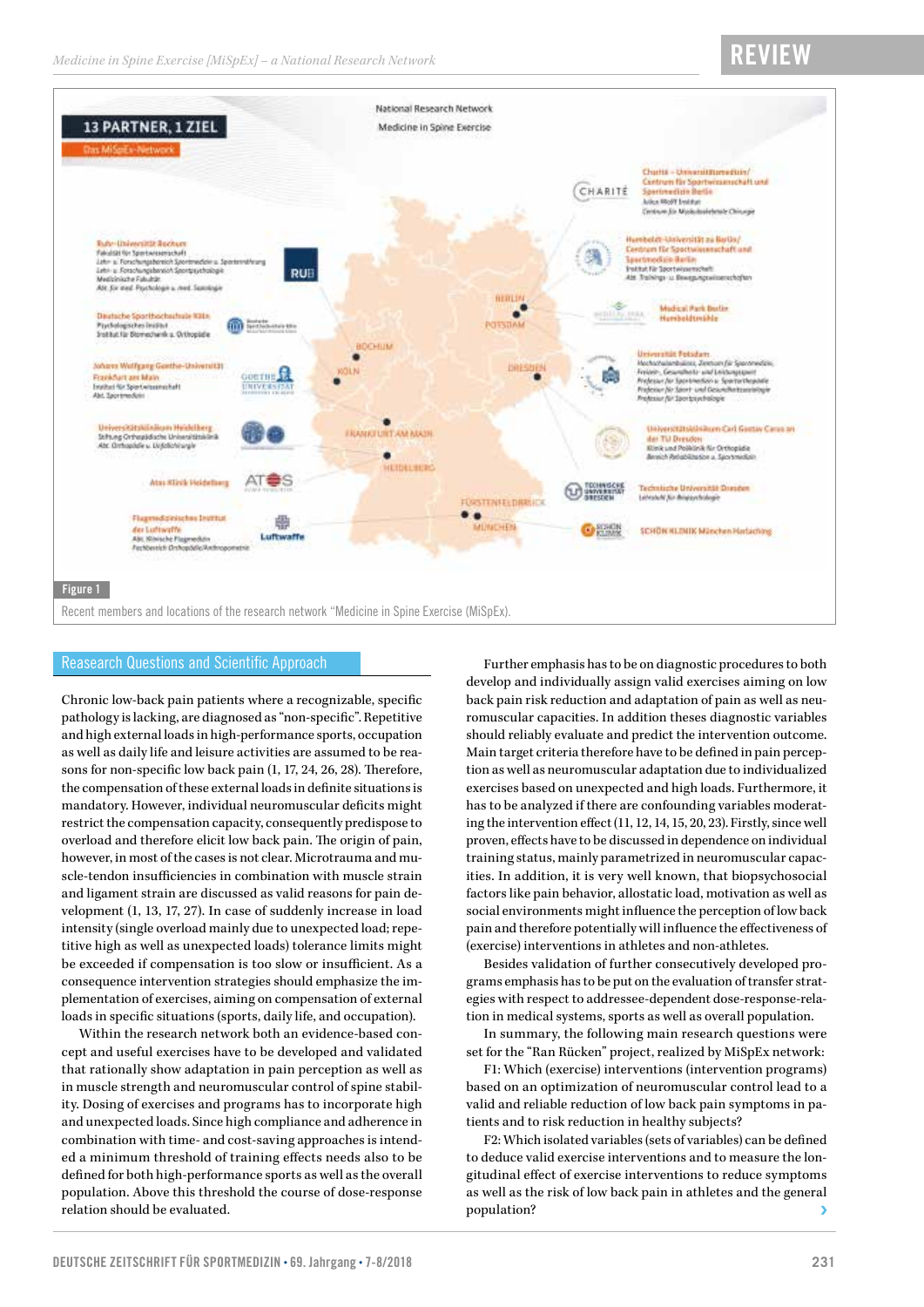Figure 1

Recent members and locations of the research network "Medicine in Spine Exercise (MiSpEx).

## Reasearch Questions and Scientific Approach

Chronic low-back pain patients where a recognizable, specific pathology is lacking, are diagnosed as "non-specific". Repetitive and high external loads in high-performance sports, occupation as well as daily life and leisure activities are assumed to be reasons for non-specific low back pain (1, 17, 24, 26, 28). Therefore, the compensation of these external loads in definite situations is mandatory. However, individual neuromuscular deficits might restrict the compensation capacity, consequently predispose to overload and therefore elicit low back pain. The origin of pain, however, in most of the cases is not clear. Microtrauma and muscle-tendon insufficiencies in combination with muscle strain and ligament strain are discussed as valid reasons for pain development (1, 13, 17, 27). In case of suddenly increase in load intensity (single overload mainly due to unexpected load; repetitive high as well as unexpected loads) tolerance limits might be exceeded if compensation is too slow or insufficient. As a consequence intervention strategies should emphasize the implementation of exercises, aiming on compensation of external loads in specific situations (sports, daily life, and occupation).

Within the research network both an evidence-based concept and useful exercises have to be developed and validated that rationally show adaptation in pain perception as well as in muscle strength and neuromuscular control of spine stability. Dosing of exercises and programs has to incorporate high and unexpected loads. Since high compliance and adherence in combination with time- and cost-saving approaches is intended a minimum threshold of training effects needs also to be defined for both high-performance sports as well as the overall population. Above this threshold the course of dose-response relation should be evaluated.

Further emphasis has to be on diagnostic procedures to both develop and individually assign valid exercises aiming on low back pain risk reduction and adaptation of pain as well as neuromuscular capacities. In addition theses diagnostic variables should reliably evaluate and predict the intervention outcome. Main target criteria therefore have to be defined in pain perception as well as neuromuscular adaptation due to individualized exercises based on unexpected and high loads. Furthermore, it has to be analyzed if there are confounding variables moderating the intervention effect (11, 12, 14, 15, 20, 23). Firstly, since well proven, effects have to be discussed in dependence on individual training status, mainly parametrized in neuromuscular capacities. In addition, it is very well known, that biopsychosocial factors like pain behavior, allostatic load, motivation as well as social environments might influence the perception of low back pain and therefore potentially will influence the effectiveness of (exercise) interventions in athletes and non-athletes.

Besides validation of further consecutively developed programs emphasis has to be put on the evaluation of transfer strategies with respect to addressee-dependent dose-response-relation in medical systems, sports as well as overall population.

In summary, the following main research questions were set for the "Ran Rücken" project, realized by MiSpEx network:

F1: Which (exercise) interventions (intervention programs) based on an optimization of neuromuscular control lead to a valid and reliable reduction of low back pain symptoms in patients and to risk reduction in healthy subjects?

F2: Which isolated variables (sets of variables) can be defined to deduce valid exercise interventions and to measure the longitudinal effect of exercise interventions to reduce symptoms as well as the risk of low back pain in athletes and the general population?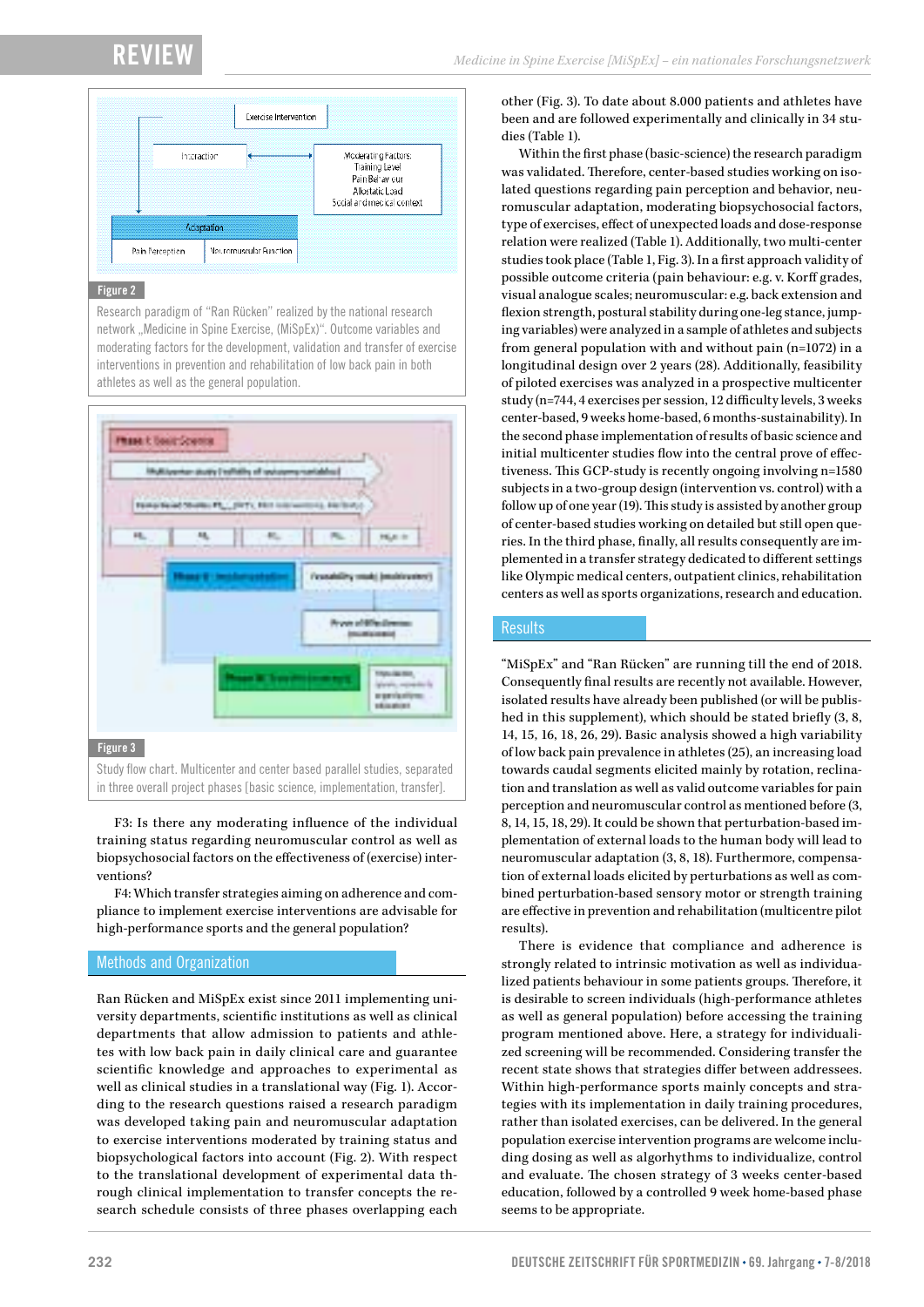Figure 2

Research paradigm of "Ran Rücken" realized by the national research network „Medicine in Spine Exercise, (MiSpEx)". Outcome variables and moderating factors for the development, validation and transfer of exercise interventions in prevention and rehabilitation of low back pain in both athletes as well as the general population.

Figure 3

Study flow chart. Multicenter and center based parallel studies, separated in three overall project phases [basic science, implementation, transfer].

F3: Is there any moderating influence of the individual training status regarding neuromuscular control as well as biopsychosocial factors on the effectiveness of (exercise) interventions?

F4: Which transfer strategies aiming on adherence and compliance to implement exercise interventions are advisable for high-performance sports and the general population?

## Methods and Organization

Ran Rücken and MiSpEx exist since 2011 implementing university departments, scientific institutions as well as clinical departments that allow admission to patients and athletes with low back pain in daily clinical care and guarantee scientific knowledge and approaches to experimental as well as clinical studies in a translational way (Fig. 1). According to the research questions raised a research paradigm was developed taking pain and neuromuscular adaptation to exercise interventions moderated by training status and biopsychological factors into account (Fig. 2). With respect to the translational development of experimental data through clinical implementation to transfer concepts the research schedule consists of three phases overlapping each other (Fig. 3). To date about 8.000 patients and athletes have been and are followed experimentally and clinically in 34 studies (Table 1).

Within the first phase (basic-science) the research paradigm was validated. Therefore, center-based studies working on isolated questions regarding pain perception and behavior, neuromuscular adaptation, moderating biopsychosocial factors, type of exercises, effect of unexpected loads and dose-response relation were realized (Table 1). Additionally, two multi-center studies took place (Table 1, Fig. 3). In a first approach validity of possible outcome criteria (pain behaviour: e.g. v. Korff grades, visual analogue scales; neuromuscular: e.g. back extension and flexion strength, postural stability during one-leg stance, jumping variables) were analyzed in a sample of athletes and subjects from general population with and without pain (n=1072) in a longitudinal design over 2 years (28). Additionally, feasibility of piloted exercises was analyzed in a prospective multicenter study (n=744, 4 exercises per session, 12 difficulty levels, 3 weeks center-based, 9 weeks home-based, 6 months-sustainability). In the second phase implementation of results of basic science and initial multicenter studies flow into the central prove of effectiveness. This GCP-study is recently ongoing involving n=1580 subjects in a two-group design (intervention vs. control) with a follow up of one year (19). This study is assisted by another group of center-based studies working on detailed but still open queries. In the third phase, finally, all results consequently are implemented in a transfer strategy dedicated to different settings like Olympic medical centers, outpatient clinics, rehabilitation centers as well as sports organizations, research and education.

## Results

"MiSpEx" and "Ran Rücken" are running till the end of 2018. Consequently final results are recently not available. However, isolated results have already been published (or will be published in this supplement), which should be stated briefly (3, 8, 14, 15, 16, 18, 26, 29). Basic analysis showed a high variability of low back pain prevalence in athletes (25), an increasing load towards caudal segments elicited mainly by rotation, reclination and translation as well as valid outcome variables for pain perception and neuromuscular control as mentioned before (3, 8, 14, 15, 18, 29). It could be shown that perturbation-based implementation of external loads to the human body will lead to neuromuscular adaptation (3, 8, 18). Furthermore, compensation of external loads elicited by perturbations as well as combined perturbation-based sensory motor or strength training are effective in prevention and rehabilitation (multicentre pilot results).

There is evidence that compliance and adherence is strongly related to intrinsic motivation as well as individualized patients behaviour in some patients groups. Therefore, it is desirable to screen individuals (high-performance athletes as well as general population) before accessing the training program mentioned above. Here, a strategy for individualized screening will be recommended. Considering transfer the recent state shows that strategies differ between addressees. Within high-performance sports mainly concepts and strategies with its implementation in daily training procedures, rather than isolated exercises, can be delivered. In the general population exercise intervention programs are welcome including dosing as well as algorhythms to individualize, control and evaluate. The chosen strategy of 3 weeks center-based education, followed by a controlled 9 week home-based phase seems to be appropriate.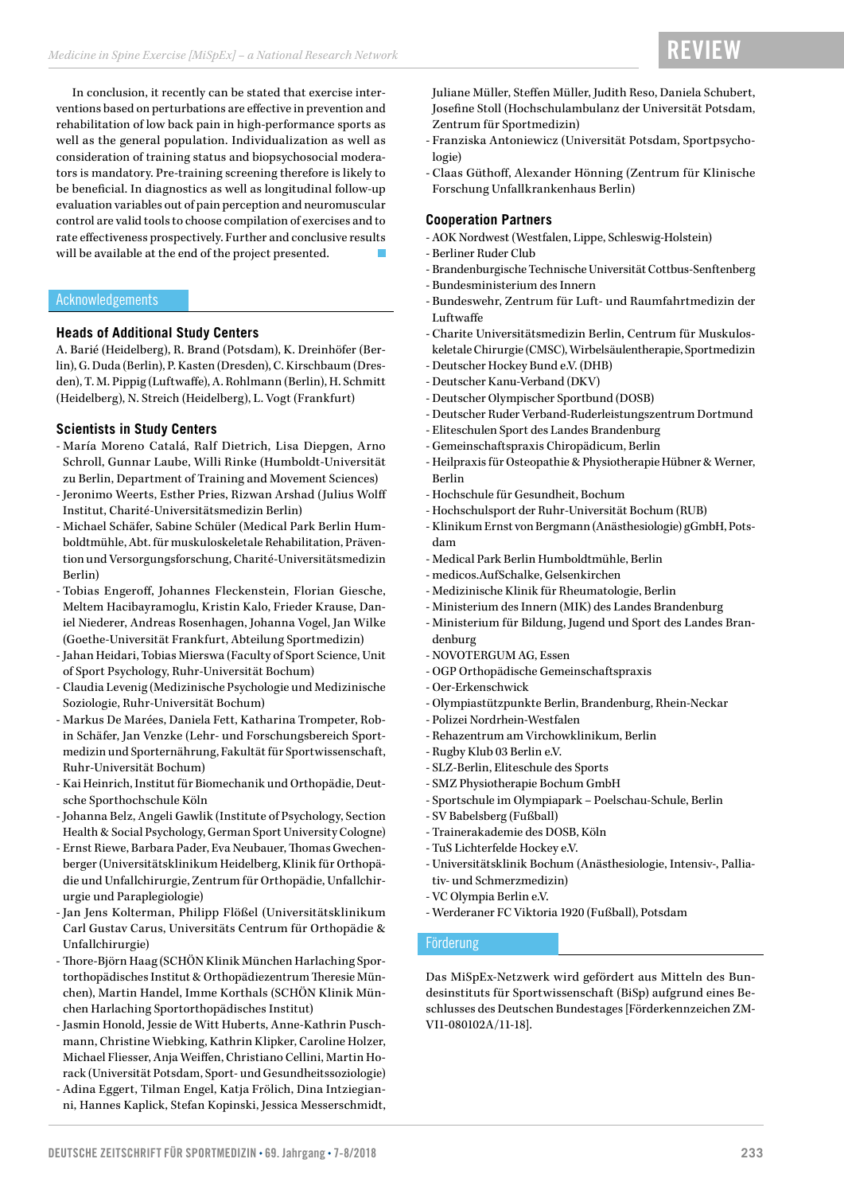In conclusion, it recently can be stated that exercise interventions based on perturbations are effective in prevention and rehabilitation of low back pain in high-performance sports as well as the general population. Individualization as well as consideration of training status and biopsychosocial moderators is mandatory. Pre-training screening therefore is likely to be beneficial. In diagnostics as well as longitudinal follow-up evaluation variables out of pain perception and neuromuscular control are valid tools to choose compilation of exercises and to rate effectiveness prospectively. Further and conclusive results will be available at the end of the project presented.

## Acknowledgements

### Heads of Additional Study Centers

A. Barié (Heidelberg), R. Brand (Potsdam), K. Dreinhöfer (Berlin), G. Duda (Berlin), P. Kasten (Dresden), C. Kirschbaum (Dresden), T. M. Pippig (Luftwaffe), A. Rohlmann (Berlin), H. Schmitt (Heidelberg), N. Streich (Heidelberg), L. Vogt (Frankfurt)

### Scientists in Study Centers

- María Moreno Catalá, Ralf Dietrich, Lisa Diepgen, Arno Schroll, Gunnar Laube, Willi Rinke (Humboldt-Universität zu Berlin, Department of Training and Movement Sciences)
- Jeronimo Weerts, Esther Pries, Rizwan Arshad (Julius Wolff Institut, Charité-Universitätsmedizin Berlin)
- Michael Schäfer, Sabine Schüler (Medical Park Berlin Humboldtmühle, Abt. für muskuloskeletale Rehabilitation, Prävention und Versorgungsforschung, Charité-Universitätsmedizin Berlin)
- Tobias Engeroff, Johannes Fleckenstein, Florian Giesche, Meltem Hacibayramoglu, Kristin Kalo, Frieder Krause, Daniel Niederer, Andreas Rosenhagen, Johanna Vogel, Jan Wilke (Goethe-Universität Frankfurt, Abteilung Sportmedizin)
- Jahan Heidari, Tobias Mierswa (Faculty of Sport Science, Unit of Sport Psychology, Ruhr-Universität Bochum)
- Claudia Levenig (Medizinische Psychologie und Medizinische Soziologie, Ruhr-Universität Bochum)
- Markus De Marées, Daniela Fett, Katharina Trompeter, Robin Schäfer, Jan Venzke (Lehr- und Forschungsbereich Sportmedizin und Sporternährung, Fakultät für Sportwissenschaft, Ruhr-Universität Bochum)
- Kai Heinrich, Institut für Biomechanik und Orthopädie, Deutsche Sporthochschule Köln
- Johanna Belz, Angeli Gawlik (Institute of Psychology, Section Health & Social Psychology, German Sport University Cologne)
- Ernst Riewe, Barbara Pader, Eva Neubauer, Thomas Gwechenberger (Universitätsklinikum Heidelberg, Klinik für Orthopädie und Unfallchirurgie, Zentrum für Orthopädie, Unfallchirurgie und Paraplegiologie)
- Jan Jens Kolterman, Philipp Flößel (Universitätsklinikum Carl Gustav Carus, Universitäts Centrum für Orthopädie & Unfallchirurgie)
- Thore-Björn Haag (SCHÖN Klinik München Harlaching Sportorthopädisches Institut & Orthopädiezentrum Theresie München), Martin Handel, Imme Korthals (SCHÖN Klinik München Harlaching Sportorthopädisches Institut)
- Jasmin Honold, Jessie de Witt Huberts, Anne-Kathrin Puschmann, Christine Wiebking, Kathrin Klipker, Caroline Holzer, Michael Fliesser, Anja Weiffen, Christiano Cellini, Martin Horack (Universität Potsdam, Sport- und Gesundheitssoziologie)
- Adina Eggert, Tilman Engel, Katja Frölich, Dina Intziegianni, Hannes Kaplick, Stefan Kopinski, Jessica Messerschmidt, Juliane Müller, Steffen Müller, Judith Reso, Daniela Schubert, Josefine Stoll (Hochschulambulanz der Universität Potsdam, Zentrum für Sportmedizin)
- Franziska Antoniewicz (Universität Potsdam, Sportpsychologie)
- Claas Güthoff, Alexander Hönning (Zentrum für Klinische Forschung Unfallkrankenhaus Berlin)

### Cooperation Partners

- AOK Nordwest (Westfalen, Lippe, Schleswig-Holstein)
- Berliner Ruder Club
- Brandenburgische Technische Universität Cottbus-Senftenberg
- Bundesministerium des Innern
- Bundeswehr, Zentrum für Luft- und Raumfahrtmedizin der Luftwaffe
- Charite Universitätsmedizin Berlin, Centrum für Muskuloskeletale Chirurgie (CMSC), Wirbelsäulentherapie, Sportmedizin
- Deutscher Hockey Bund e.V. (DHB)
- Deutscher Kanu-Verband (DKV)
- Deutscher Olympischer Sportbund (DOSB)
- Deutscher Ruder Verband-Ruderleistungszentrum Dortmund
- Eliteschulen Sport des Landes Brandenburg
- Gemeinschaftspraxis Chiropädicum, Berlin
- Heilpraxis für Osteopathie & Physiotherapie Hübner & Werner, Berlin
- Hochschule für Gesundheit, Bochum
- Hochschulsport der Ruhr-Universität Bochum (RUB)
- Klinikum Ernst von Bergmann (Anästhesiologie) gGmbH, Potsdam
- Medical Park Berlin Humboldtmühle, Berlin
- medicos.AufSchalke, Gelsenkirchen
- Medizinische Klinik für Rheumatologie, Berlin
- Ministerium des Innern (MIK) des Landes Brandenburg
- Ministerium für Bildung, Jugend und Sport des Landes Brandenburg
- NOVOTERGUM AG, Essen
- OGP Orthopädische Gemeinschaftspraxis
- Oer-Erkenschwick
- Olympiastützpunkte Berlin, Brandenburg, Rhein-Neckar
- Polizei Nordrhein-Westfalen
- Rehazentrum am Virchowklinikum, Berlin
- Rugby Klub 03 Berlin e.V.
- SLZ-Berlin, Eliteschule des Sports
- SMZ Physiotherapie Bochum GmbH
- Sportschule im Olympiapark – Poelschau-Schule, Berlin
- SV Babelsberg (Fußball)
- Trainerakademie des DOSB, Köln
- TuS Lichterfelde Hockey e.V.
- Universitätsklinik Bochum (Anästhesiologie, Intensiv-, Palliativ- und Schmerzmedizin)
- VC Olympia Berlin e.V.
- Werderaner FC Viktoria 1920 (Fußball), Potsdam

## Förderung

Das MiSpEx-Netzwerk wird gefördert aus Mitteln des Bundesinstituts für Sportwissenschaft (BiSp) aufgrund eines Beschlusses des Deutschen Bundestages [Förderkennzeichen ZMVI1-080102A/11-18].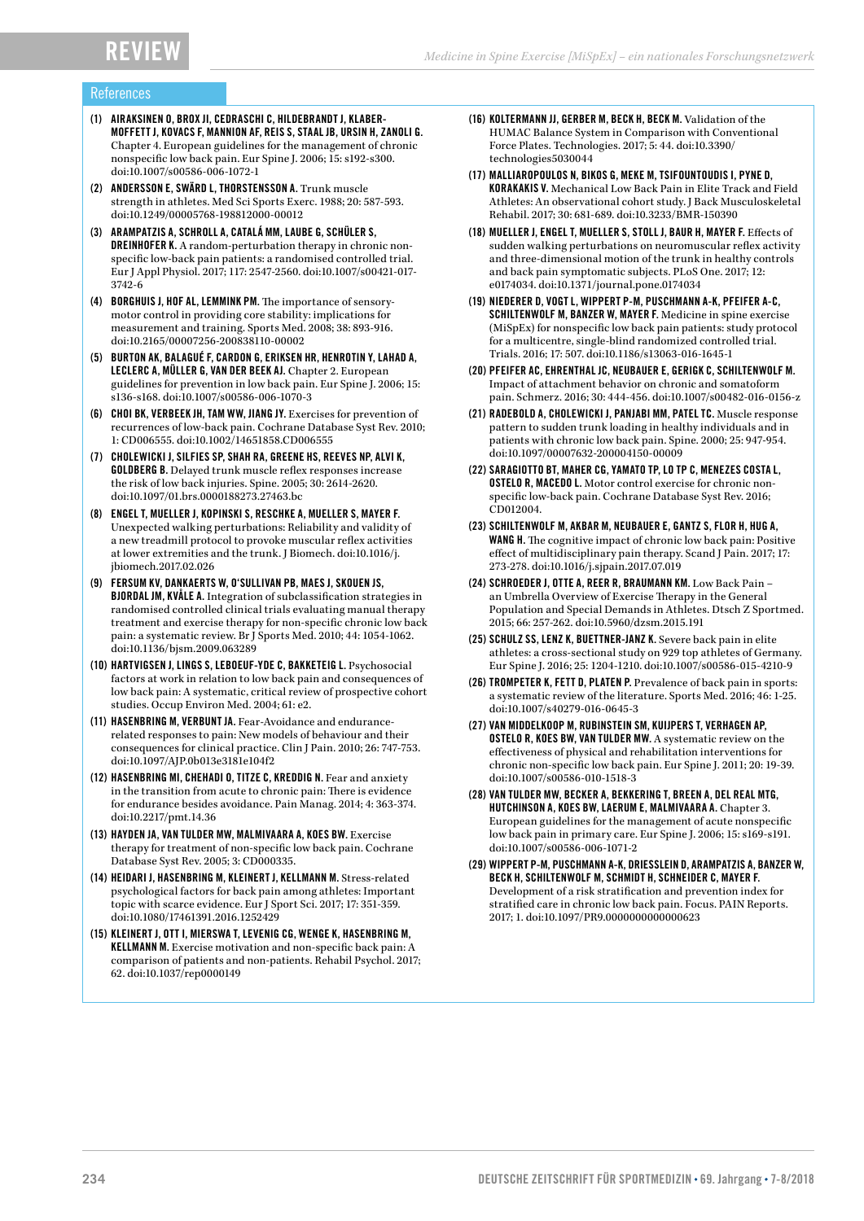## References

(1) **AIRAKSINEN O, BROX JI, CEDRASCHI C, HILDEBRANDT J, KLABER-MOFFETT J, KOVACS F, MANNION AF, REIS S, STAAL JB, URSIN H, ZANOLI G.** Chapter 4. European guidelines for the management of chronic nonspecific low back pain. Eur Spine J. 2006; 15: s192-s300. doi:10.1007/s00586-006-1072-1

(2) **ANDERSSON E, SWÄRD L, THORSTENSSON A.** Trunk muscle strength in athletes. Med Sci Sports Exerc. 1988; 20: 587-593. doi:10.1249/00005768-198812000-00012

(3) **ARAMPATZIS A, SCHROLL A, CATALÁ MM, LAUBE G, SCHÜLER S, DREINHOFER K.** A random-perturbation therapy in chronic non-specific low-back pain patients: a randomised controlled trial. Eur J Appl Physiol. 2017; 117: 2547-2560. doi:10.1007/s00421-017-3742-6

(4) **BORGHUIS J, HOF AL, LEMMINK PM.** The importance of sensory-motor control in providing core stability: implications for measurement and training. Sports Med. 2008; 38: 893-916. doi:10.2165/00007256-200838110-00002

(5) **BURTON AK, BALAGUÉ F, CARDON G, ERIKSEN HR, HENROTIN Y, LAHAD A, LECLERC A, MÜLLER G, VAN DER BEEK AJ.** Chapter 2. European guidelines for prevention in low back pain. Eur Spine J. 2006; 15: s136-s168. doi:10.1007/s00586-006-1070-3

(6) **CHOI BK, VERBEEK JH, TAM WW, JIANG JY.** Exercises for prevention of recurrences of low-back pain. Cochrane Database Syst Rev. 2010; 1: CD006555. doi:10.1002/14651858.CD006555

(7) **CHOLEWICKI J, SILFIES SP, SHAH RA, GREENE HS, REEVES NP, ALVI K, GOLDBERG B.** Delayed trunk muscle reflex responses increase the risk of low back injuries. Spine. 2005; 30: 2614-2620. doi:10.1097/01.brs.0000188273.27463.bc

(8) **ENGEL T, MUELLER J, KOPINSKI S, RESCHKE A, MUELLER S, MAYER F.** Unexpected walking perturbations: Reliability and validity of a new treadmill protocol to provoke muscular reflex activities at lower extremities and the trunk. J Biomech. doi:10.1016/j.jbiomech.2017.02.026

(9) **FERSUM KV, DANKAERTS W, O'SULLIVAN PB, MAES J, SKOUEN JS, BJORDAL JM, KVÅLE A.** Integration of subclassification strategies in randomised controlled clinical trials evaluating manual therapy treatment and exercise therapy for non-specific chronic low back pain: a systematic review. Br J Sports Med. 2010; 44: 1054-1062. doi:10.1136/bjsm.2009.063289

(10) **HARTVIGSEN J, LINGS S, LEBOEUF-YDE C, BAKKETEIG L.** Psychosocial factors at work in relation to low back pain and consequences of low back pain: A systematic, critical review of prospective cohort studies. Occup Environ Med. 2004; 61: e2.

(11) **HASENBRING M, VERBUNT JA.** Fear-Avoidance and endurance-related responses to pain: New models of behaviour and their consequences for clinical practice. Clin J Pain. 2010; 26: 747-753. doi:10.1097/AJP.0b013e3181e104f2

(12) **HASENBRING MI, CHEHADI O, TITZE C, KREDDIG N.** Fear and anxiety in the transition from acute to chronic pain: There is evidence for endurance besides avoidance. Pain Manag. 2014; 4: 363-374. doi:10.2217/pmt.14.36

(13) **HAYDEN JA, VAN TULDER MW, MALMIVAARA A, KOES BW.** Exercise therapy for treatment of non-specific low back pain. Cochrane Database Syst Rev. 2005; 3: CD000335.

(14) **HEIDARI J, HASENBRING M, KLEINERT J, KELLMANN M.** Stress-related psychological factors for back pain among athletes: Important topic with scarce evidence. Eur J Sport Sci. 2017; 17: 351-359. doi:10.1080/17461391.2016.1252429

(15) **KLEINERT J, OTT I, MIERSWA T, LEVENIG CG, WENGE K, HASENBRING M, KELLMANN M.** Exercise motivation and non-specific back pain: A comparison of patients and non-patients. Rehabil Psychol. 2017; 62. doi:10.1037/rep0000149

(16) **KOLTERMANN JJ, GERBER M, BECK H, BECK M.** Validation of the HUMAC Balance System in Comparison with Conventional Force Plates. Technologies. 2017; 5: 44. doi:10.3390/technologies5030044

(17) **MALLIAROPOULOS N, BIKOS G, MEKE M, TSIFOUNTOUDIS I, PYNE D, KORAKAKIS V.** Mechanical Low Back Pain in Elite Track and Field Athletes: An observational cohort study. J Back Musculoskeletal Rehabil. 2017; 30: 681-689. doi:10.3233/BMR-150390

(18) **MUELLER J, ENGEL T, MUELLER S, STOLL J, BAUR H, MAYER F.** Effects of sudden walking perturbations on neuromuscular reflex activity and three-dimensional motion of the trunk in healthy controls and back pain symptomatic subjects. PLoS One. 2017; 12: e0174034. doi:10.1371/journal.pone.0174034

(19) **NIEDERER D, VOGT L, WIPPERT P-M, PUSCHMANN A-K, PFEIFER A-C, SCHILTENWOLF M, BANZER W, MAYER F.** Medicine in spine exercise (MiSpEx) for nonspecific low back pain patients: study protocol for a multicentre, single-blind randomized controlled trial. Trials. 2016; 17: 507. doi:10.1186/s13063-016-1645-1

(20) **PFEIFER AC, EHRENTHAL JC, NEUBAUER E, GERIGK C, SCHILTENWOLF M.** Impact of attachment behavior on chronic and somatoform pain. Schmerz. 2016; 30: 444-456. doi:10.1007/s00482-016-0156-z

(21) **RADEBOLD A, CHOLEWICKI J, PANJABI MM, PATEL TC.** Muscle response pattern to sudden trunk loading in healthy individuals and in patients with chronic low back pain. Spine. 2000; 25: 947-954. doi:10.1097/00007632-200004150-00009

(22) **SARAGIOTTO BT, MAHER CG, YAMATO TP, LO TP C, MENEZES COSTA L, OSTELO R, MACEDO L.** Motor control exercise for chronic non-specific low-back pain. Cochrane Database Syst Rev. 2016; CD012004.

(23) **SCHILTENWOLF M, AKBAR M, NEUBAUER E, GANTZ S, FLOR H, HUG A, WANG H.** The cognitive impact of chronic low back pain: Positive effect of multidisciplinary pain therapy. Scand J Pain. 2017; 17: 273-278. doi:10.1016/j.sjpain.2017.07.019

(24) **SCHROEDER J, OTTE A, REER R, BRAUMANN KM.** Low Back Pain – an Umbrella Overview of Exercise Therapy in the General Population and Special Demands in Athletes. Dtsch Z Sportmed. 2015; 66: 257-262. doi:10.5960/dzsm.2015.191

(25) **SCHULZ SS, LENZ K, BUETTNER-JANZ K.** Severe back pain in elite athletes: a cross-sectional study on 929 top athletes of Germany. Eur Spine J. 2016; 25: 1204-1210. doi:10.1007/s00586-015-4210-9

(26) **TROMPETER K, FETT D, PLATEN P.** Prevalence of back pain in sports: a systematic review of the literature. Sports Med. 2016; 46: 1-25. doi:10.1007/s40279-016-0645-3

(27) **VAN MIDDELKOOP M, RUBINSTEIN SM, KUIJPERS T, VERHAGEN AP, OSTELO R, KOES BW, VAN TULDER MW.** A systematic review on the effectiveness of physical and rehabilitation interventions for chronic non-specific low back pain. Eur Spine J. 2011; 20: 19-39. doi:10.1007/s00586-010-1518-3

(28) **VAN TULDER MW, BECKER A, BEKKERING T, BREEN A, DEL REAL MTG, HUTCHINSON A, KOES BW, LAERUM E, MALMIVAARA A.** Chapter 3. European guidelines for the management of acute nonspecific low back pain in primary care. Eur Spine J. 2006; 15: s169-s191. doi:10.1007/s00586-006-1071-2

(29) **WIPPERT P-M, PUSCHMANN A-K, DRIESSLEIN D, ARAMPATZIS A, BANZER W, BECK H, SCHILTENWOLF M, SCHMIDT H, SCHNEIDER C, MAYER F.** Development of a risk stratification and prevention index for stratified care in chronic low back pain. Focus. PAIN Reports. 2017; 1. doi:10.1097/PR9.0000000000000623